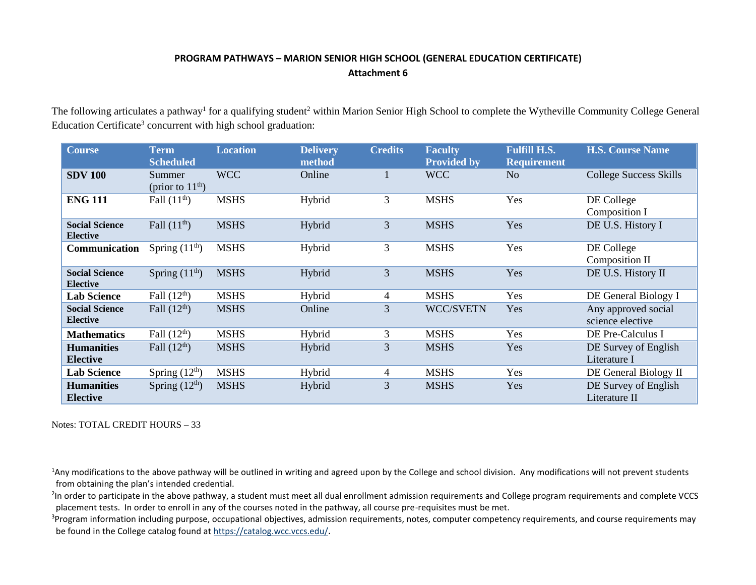**PROGRAM PATHWAYS – MARION SENIOR HIGH SCHOOL (GENERAL EDUCATION CERTIFICATE)**

**Attachment 6**

The following articulates a pathway[1] for a qualifying student[2] within Marion Senior High School to complete the Wytheville Community College General Education Certificate[3] concurrent with high school graduation:

| Course | Term Scheduled | Location | Delivery method | Credits | Faculty Provided by | Fulfill H.S. Requirement | H.S. Course Name |
|---|---|---|---|---|---|---|---|
| **SDV 100** | Summer (prior to 11th) | WCC | Online | 1 | WCC | No | College Success Skills |
| **ENG 111** | Fall (11th) | MSHS | Hybrid | 3 | MSHS | Yes | DE College Composition I |
| **Social Science Elective** | Fall (11th) | MSHS | Hybrid | 3 | MSHS | Yes | DE U.S. History I |
| **Communication** | Spring (11th) | MSHS | Hybrid | 3 | MSHS | Yes | DE College Composition II |
| **Social Science Elective** | Spring (11th) | MSHS | Hybrid | 3 | MSHS | Yes | DE U.S. History II |
| **Lab Science** | Fall (12th) | MSHS | Hybrid | 4 | MSHS | Yes | DE General Biology I |
| **Social Science Elective** | Fall (12th) | MSHS | Online | 3 | WCC/SVETN | Yes | Any approved social science elective |
| **Mathematics** | Fall (12th) | MSHS | Hybrid | 3 | MSHS | Yes | DE Pre-Calculus I |
| **Humanities Elective** | Fall (12th) | MSHS | Hybrid | 3 | MSHS | Yes | DE Survey of English Literature I |
| **Lab Science** | Spring (12th) | MSHS | Hybrid | 4 | MSHS | Yes | DE General Biology II |
| **Humanities Elective** | Spring (12th) | MSHS | Hybrid | 3 | MSHS | Yes | DE Survey of English Literature II |

Notes: TOTAL CREDIT HOURS – 33

[1]Any modifications to the above pathway will be outlined in writing and agreed upon by the College and school division. Any modifications will not prevent students from obtaining the plan's intended credential.

[2]In order to participate in the above pathway, a student must meet all dual enrollment admission requirements and College program requirements and complete VCCS placement tests. In order to enroll in any of the courses noted in the pathway, all course pre-requisites must be met.

[3]Program information including purpose, occupational objectives, admission requirements, notes, computer competency requirements, and course requirements may be found in the College catalog found at https://catalog.wcc.vccs.edu/.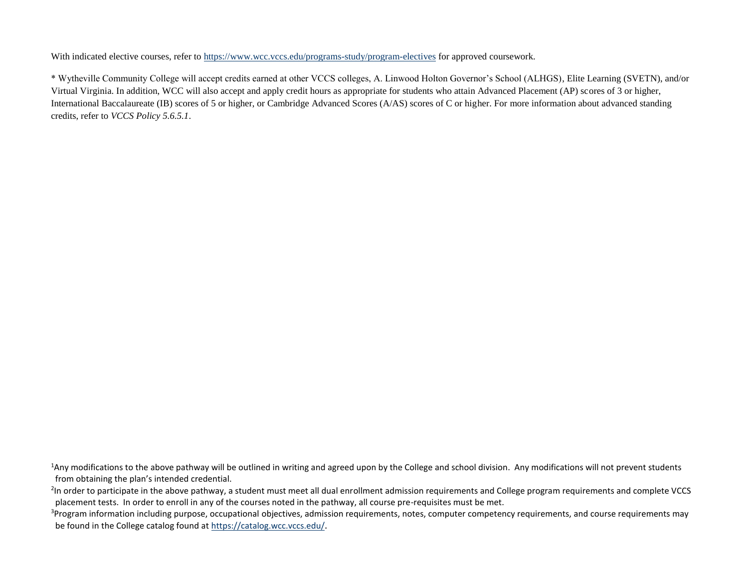With indicated elective courses, refer to https://www.wcc.vccs.edu/programs-study/program-electives for approved coursework.

* Wytheville Community College will accept credits earned at other VCCS colleges, A. Linwood Holton Governor's School (ALHGS), Elite Learning (SVETN), and/or Virtual Virginia. In addition, WCC will also accept and apply credit hours as appropriate for students who attain Advanced Placement (AP) scores of 3 or higher, International Baccalaureate (IB) scores of 5 or higher, or Cambridge Advanced Scores (A/AS) scores of C or higher. For more information about advanced standing credits, refer to *VCCS Policy 5.6.5.1*.

[1]Any modifications to the above pathway will be outlined in writing and agreed upon by the College and school division. Any modifications will not prevent students from obtaining the plan's intended credential.

[2]In order to participate in the above pathway, a student must meet all dual enrollment admission requirements and College program requirements and complete VCCS placement tests. In order to enroll in any of the courses noted in the pathway, all course pre-requisites must be met.

[3]Program information including purpose, occupational objectives, admission requirements, notes, computer competency requirements, and course requirements may be found in the College catalog found at https://catalog.wcc.vccs.edu/.